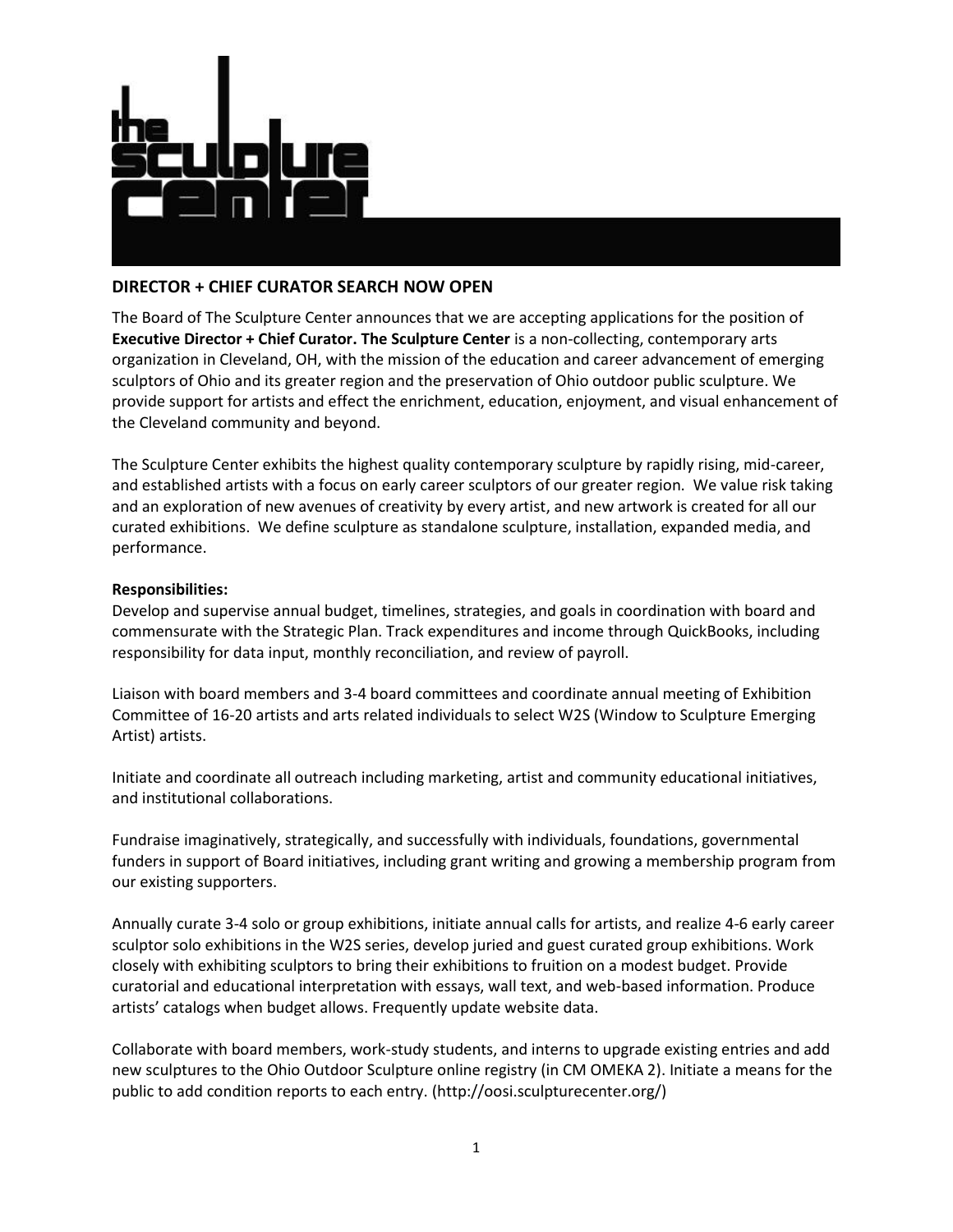## DIRECTOR + CHIEF CURATOR SEARCH NOW OPEN

The Board of The Sculpture Center announces that we are accepting applications for the position of **Executive Director + Chief Curator. The Sculpture Center** is a non-collecting, contemporary arts organization in Cleveland, OH, with the mission of the education and career advancement of emerging sculptors of Ohio and its greater region and the preservation of Ohio outdoor public sculpture. We provide support for artists and effect the enrichment, education, enjoyment, and visual enhancement of the Cleveland community and beyond.

The Sculpture Center exhibits the highest quality contemporary sculpture by rapidly rising, mid-career, and established artists with a focus on early career sculptors of our greater region. We value risk taking and an exploration of new avenues of creativity by every artist, and new artwork is created for all our curated exhibitions. We define sculpture as standalone sculpture, installation, expanded media, and performance.

**Responsibilities:**

Develop and supervise annual budget, timelines, strategies, and goals in coordination with board and commensurate with the Strategic Plan. Track expenditures and income through QuickBooks, including responsibility for data input, monthly reconciliation, and review of payroll.

Liaison with board members and 3-4 board committees and coordinate annual meeting of Exhibition Committee of 16-20 artists and arts related individuals to select W2S (Window to Sculpture Emerging Artist) artists.

Initiate and coordinate all outreach including marketing, artist and community educational initiatives, and institutional collaborations.

Fundraise imaginatively, strategically, and successfully with individuals, foundations, governmental funders in support of Board initiatives, including grant writing and growing a membership program from our existing supporters.

Annually curate 3-4 solo or group exhibitions, initiate annual calls for artists, and realize 4-6 early career sculptor solo exhibitions in the W2S series, develop juried and guest curated group exhibitions. Work closely with exhibiting sculptors to bring their exhibitions to fruition on a modest budget. Provide curatorial and educational interpretation with essays, wall text, and web-based information. Produce artists' catalogs when budget allows. Frequently update website data.

Collaborate with board members, work-study students, and interns to upgrade existing entries and add new sculptures to the Ohio Outdoor Sculpture online registry (in CM OMEKA 2). Initiate a means for the public to add condition reports to each entry. (http://oosi.sculpturecenter.org/)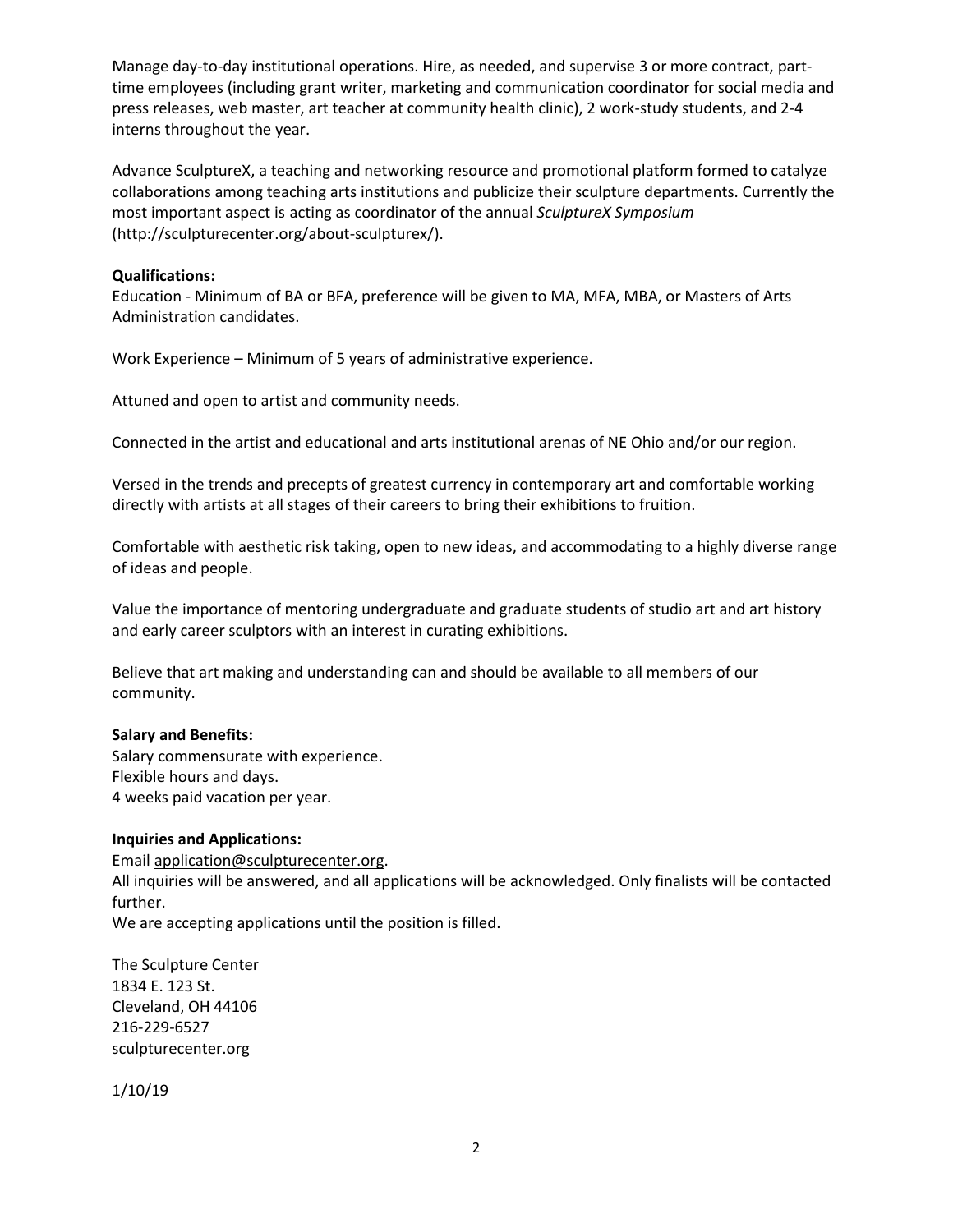Manage day-to-day institutional operations. Hire, as needed, and supervise 3 or more contract, part-time employees (including grant writer, marketing and communication coordinator for social media and press releases, web master, art teacher at community health clinic), 2 work-study students, and 2-4 interns throughout the year.

Advance SculptureX, a teaching and networking resource and promotional platform formed to catalyze collaborations among teaching arts institutions and publicize their sculpture departments. Currently the most important aspect is acting as coordinator of the annual *SculptureX Symposium* (http://sculpturecenter.org/about-sculpturex/).

**Qualifications:**
Education - Minimum of BA or BFA, preference will be given to MA, MFA, MBA, or Masters of Arts Administration candidates.

Work Experience – Minimum of 5 years of administrative experience.

Attuned and open to artist and community needs.

Connected in the artist and educational and arts institutional arenas of NE Ohio and/or our region.

Versed in the trends and precepts of greatest currency in contemporary art and comfortable working directly with artists at all stages of their careers to bring their exhibitions to fruition.

Comfortable with aesthetic risk taking, open to new ideas, and accommodating to a highly diverse range of ideas and people.

Value the importance of mentoring undergraduate and graduate students of studio art and art history and early career sculptors with an interest in curating exhibitions.

Believe that art making and understanding can and should be available to all members of our community.

**Salary and Benefits:**
Salary commensurate with experience.
Flexible hours and days.
4 weeks paid vacation per year.

**Inquiries and Applications:**
Email application@sculpturecenter.org.
All inquiries will be answered, and all applications will be acknowledged. Only finalists will be contacted further.
We are accepting applications until the position is filled.

The Sculpture Center
1834 E. 123 St.
Cleveland, OH 44106
216-229-6527
sculpturecenter.org

1/10/19